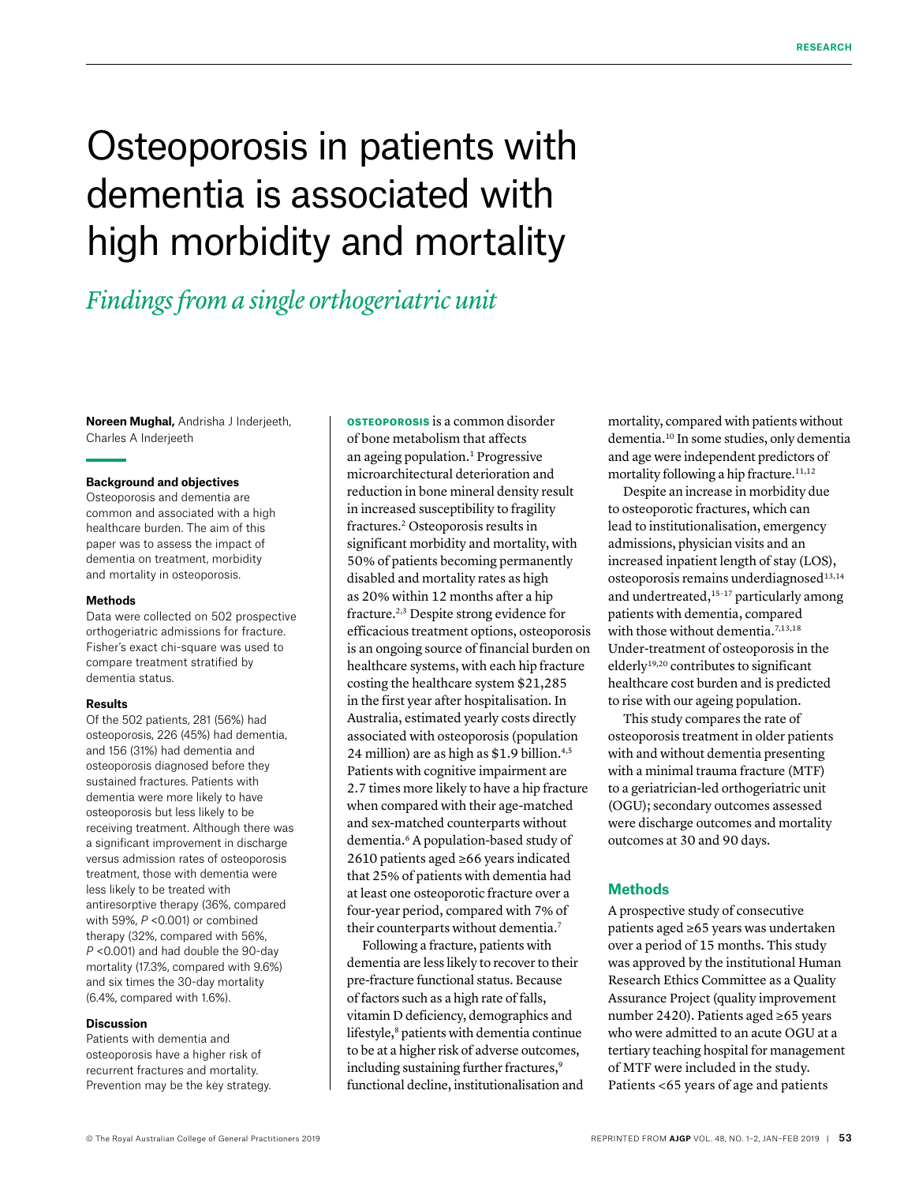# Osteoporosis in patients with dementia is associated with high morbidity and mortality

## *Findings from a single orthogeriatric unit*

**Noreen Mughal,** Andrisha J Inderjeeth, Charles A Inderjeeth

### Background and objectives

Osteoporosis and dementia are common and associated with a high healthcare burden. The aim of this paper was to assess the impact of dementia on treatment, morbidity and mortality in osteoporosis.

### Methods

Data were collected on 502 prospective orthogeriatric admissions for fracture. Fisher's exact chi-square was used to compare treatment stratified by dementia status.

### Results

Of the 502 patients, 281 (56%) had osteoporosis, 226 (45%) had dementia, and 156 (31%) had dementia and osteoporosis diagnosed before they sustained fractures. Patients with dementia were more likely to have osteoporosis but less likely to be receiving treatment. Although there was a significant improvement in discharge versus admission rates of osteoporosis treatment, those with dementia were less likely to be treated with antiresorptive therapy (36%, compared with 59%, $P$ <0.001) or combined therapy (32%, compared with 56%, $P$ <0.001) and had double the 90-day mortality (17.3%, compared with 9.6%) and six times the 30-day mortality (6.4%, compared with 1.6%).

### Discussion

Patients with dementia and osteoporosis have a higher risk of recurrent fractures and mortality. Prevention may be the key strategy.

**OSTEOPOROSIS** is a common disorder of bone metabolism that affects an ageing population.[1] Progressive microarchitectural deterioration and reduction in bone mineral density result in increased susceptibility to fragility fractures.[2] Osteoporosis results in significant morbidity and mortality, with 50% of patients becoming permanently disabled and mortality rates as high as 20% within 12 months after a hip fracture.[2,3] Despite strong evidence for efficacious treatment options, osteoporosis is an ongoing source of financial burden on healthcare systems, with each hip fracture costing the healthcare system $21,285 in the first year after hospitalisation. In Australia, estimated yearly costs directly associated with osteoporosis (population 24 million) are as high as $1.9 billion.[4,5] Patients with cognitive impairment are 2.7 times more likely to have a hip fracture when compared with their age-matched and sex-matched counterparts without dementia.[6] A population-based study of 2610 patients aged ≥66 years indicated that 25% of patients with dementia had at least one osteoporotic fracture over a four-year period, compared with 7% of their counterparts without dementia.[7]

Following a fracture, patients with dementia are less likely to recover to their pre-fracture functional status. Because of factors such as a high rate of falls, vitamin D deficiency, demographics and lifestyle,[8] patients with dementia continue to be at a higher risk of adverse outcomes, including sustaining further fractures,[9] functional decline, institutionalisation and mortality, compared with patients without dementia.[10] In some studies, only dementia and age were independent predictors of mortality following a hip fracture.[11,12]

Despite an increase in morbidity due to osteoporotic fractures, which can lead to institutionalisation, emergency admissions, physician visits and an increased inpatient length of stay (LOS), osteoporosis remains underdiagnosed[13,14] and undertreated,[15–17] particularly among patients with dementia, compared with those without dementia.[7,13,18] Under-treatment of osteoporosis in the elderly[19,20] contributes to significant healthcare cost burden and is predicted to rise with our ageing population.

This study compares the rate of osteoporosis treatment in older patients with and without dementia presenting with a minimal trauma fracture (MTF) to a geriatrician-led orthogeriatric unit (OGU); secondary outcomes assessed were discharge outcomes and mortality outcomes at 30 and 90 days.

## Methods

A prospective study of consecutive patients aged ≥65 years was undertaken over a period of 15 months. This study was approved by the institutional Human Research Ethics Committee as a Quality Assurance Project (quality improvement number 2420). Patients aged ≥65 years who were admitted to an acute OGU at a tertiary teaching hospital for management of MTF were included in the study. Patients <65 years of age and patients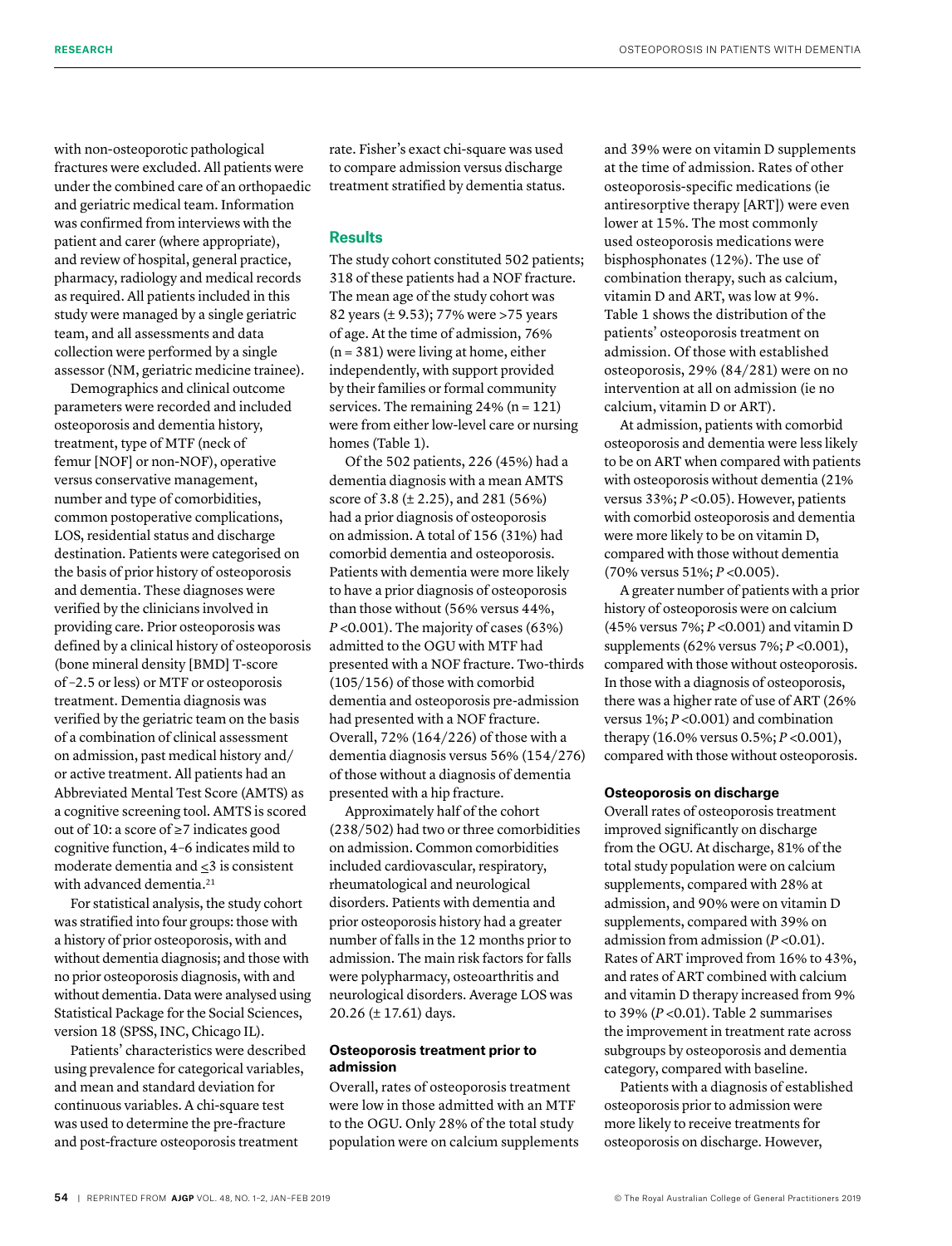with non-osteoporotic pathological fractures were excluded. All patients were under the combined care of an orthopaedic and geriatric medical team. Information was confirmed from interviews with the patient and carer (where appropriate), and review of hospital, general practice, pharmacy, radiology and medical records as required. All patients included in this study were managed by a single geriatric team, and all assessments and data collection were performed by a single assessor (NM, geriatric medicine trainee).

Demographics and clinical outcome parameters were recorded and included osteoporosis and dementia history, treatment, type of MTF (neck of femur [NOF] or non-NOF), operative versus conservative management, number and type of comorbidities, common postoperative complications, LOS, residential status and discharge destination. Patients were categorised on the basis of prior history of osteoporosis and dementia. These diagnoses were verified by the clinicians involved in providing care. Prior osteoporosis was defined by a clinical history of osteoporosis (bone mineral density [BMD] T-score of –2.5 or less) or MTF or osteoporosis treatment. Dementia diagnosis was verified by the geriatric team on the basis of a combination of clinical assessment on admission, past medical history and/or active treatment. All patients had an Abbreviated Mental Test Score (AMTS) as a cognitive screening tool. AMTS is scored out of 10: a score of ≥7 indicates good cognitive function, 4–6 indicates mild to moderate dementia and ≤3 is consistent with advanced dementia.[21]

For statistical analysis, the study cohort was stratified into four groups: those with a history of prior osteoporosis, with and without dementia diagnosis; and those with no prior osteoporosis diagnosis, with and without dementia. Data were analysed using Statistical Package for the Social Sciences, version 18 (SPSS, INC, Chicago IL).

Patients' characteristics were described using prevalence for categorical variables, and mean and standard deviation for continuous variables. A chi-square test was used to determine the pre-fracture and post-fracture osteoporosis treatment rate. Fisher's exact chi-square was used to compare admission versus discharge treatment stratified by dementia status.

## Results

The study cohort constituted 502 patients; 318 of these patients had a NOF fracture. The mean age of the study cohort was 82 years (± 9.53); 77% were >75 years of age. At the time of admission, 76% (n = 381) were living at home, either independently, with support provided by their families or formal community services. The remaining 24% (n = 121) were from either low-level care or nursing homes (Table 1).

Of the 502 patients, 226 (45%) had a dementia diagnosis with a mean AMTS score of 3.8 (± 2.25), and 281 (56%) had a prior diagnosis of osteoporosis on admission. A total of 156 (31%) had comorbid dementia and osteoporosis. Patients with dementia were more likely to have a prior diagnosis of osteoporosis than those without (56% versus 44%, $P < 0.001$). The majority of cases (63%) admitted to the OGU with MTF had presented with a NOF fracture. Two-thirds (105/156) of those with comorbid dementia and osteoporosis pre-admission had presented with a NOF fracture. Overall, 72% (164/226) of those with a dementia diagnosis versus 56% (154/276) of those without a diagnosis of dementia presented with a hip fracture.

Approximately half of the cohort (238/502) had two or three comorbidities on admission. Common comorbidities included cardiovascular, respiratory, rheumatological and neurological disorders. Patients with dementia and prior osteoporosis history had a greater number of falls in the 12 months prior to admission. The main risk factors for falls were polypharmacy, osteoarthritis and neurological disorders. Average LOS was 20.26 (± 17.61) days.

### Osteoporosis treatment prior to admission

Overall, rates of osteoporosis treatment were low in those admitted with an MTF to the OGU. Only 28% of the total study population were on calcium supplements and 39% were on vitamin D supplements at the time of admission. Rates of other osteoporosis-specific medications (ie antiresorptive therapy [ART]) were even lower at 15%. The most commonly used osteoporosis medications were bisphosphonates (12%). The use of combination therapy, such as calcium, vitamin D and ART, was low at 9%. Table 1 shows the distribution of the patients' osteoporosis treatment on admission. Of those with established osteoporosis, 29% (84/281) were on no intervention at all on admission (ie no calcium, vitamin D or ART).

At admission, patients with comorbid osteoporosis and dementia were less likely to be on ART when compared with patients with osteoporosis without dementia (21% versus 33%; $P < 0.05$). However, patients with comorbid osteoporosis and dementia were more likely to be on vitamin D, compared with those without dementia (70% versus 51%; $P < 0.005$).

A greater number of patients with a prior history of osteoporosis were on calcium (45% versus 7%; $P < 0.001$) and vitamin D supplements (62% versus 7%; $P < 0.001$), compared with those without osteoporosis. In those with a diagnosis of osteoporosis, there was a higher rate of use of ART (26% versus 1%; $P < 0.001$) and combination therapy (16.0% versus 0.5%; $P < 0.001$), compared with those without osteoporosis.

### Osteoporosis on discharge

Overall rates of osteoporosis treatment improved significantly on discharge from the OGU. At discharge, 81% of the total study population were on calcium supplements, compared with 28% at admission, and 90% were on vitamin D supplements, compared with 39% on admission from admission ($P < 0.01$). Rates of ART improved from 16% to 43%, and rates of ART combined with calcium and vitamin D therapy increased from 9% to 39% ($P < 0.01$). Table 2 summarises the improvement in treatment rate across subgroups by osteoporosis and dementia category, compared with baseline.

Patients with a diagnosis of established osteoporosis prior to admission were more likely to receive treatments for osteoporosis on discharge. However,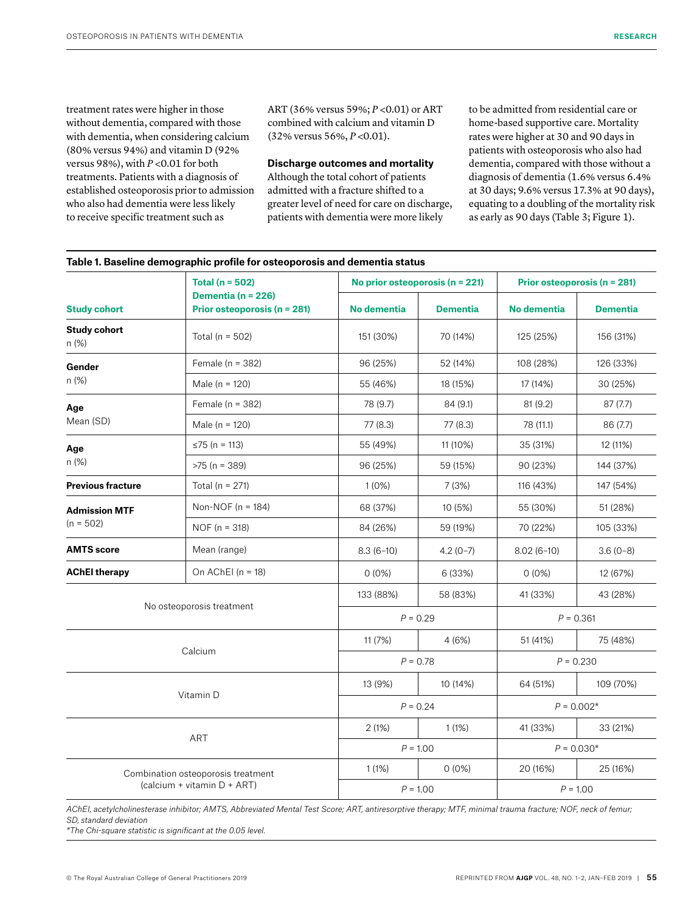treatment rates were higher in those without dementia, compared with those with dementia, when considering calcium (80% versus 94%) and vitamin D (92% versus 98%), with $P$ <0.01 for both treatments. Patients with a diagnosis of established osteoporosis prior to admission who also had dementia were less likely to receive specific treatment such as ART (36% versus 59%; $P$ <0.01) or ART combined with calcium and vitamin D (32% versus 56%, $P$ <0.01).

### Discharge outcomes and mortality

Although the total cohort of patients admitted with a fracture shifted to a greater level of need for care on discharge, patients with dementia were more likely to be admitted from residential care or home-based supportive care. Mortality rates were higher at 30 and 90 days in patients with osteoporosis who also had dementia, compared with those without a diagnosis of dementia (1.6% versus 6.4% at 30 days; 9.6% versus 17.3% at 90 days), equating to a doubling of the mortality risk as early as 90 days (Table 3; Figure 1).

**Table 1. Baseline demographic profile for osteoporosis and dementia status**

| Study cohort | Total (n = 502) Dementia (n = 226) Prior osteoporosis (n = 281) | No prior osteoporosis (n = 221) | | Prior osteoporosis (n = 281) | |
|---|---|---|---|---|---|
| | | No dementia | Dementia | No dementia | Dementia |
| **Study cohort** n (%) | Total (n = 502) | 151 (30%) | 70 (14%) | 125 (25%) | 156 (31%) |
| **Gender** n (%) | Female (n = 382) | 96 (25%) | 52 (14%) | 108 (28%) | 126 (33%) |
| | Male (n = 120) | 55 (46%) | 18 (15%) | 17 (14%) | 30 (25%) |
| **Age** Mean (SD) | Female (n = 382) | 78 (9.7) | 84 (9.1) | 81 (9.2) | 87 (7.7) |
| | Male (n = 120) | 77 (8.3) | 77 (8.3) | 78 (11.1) | 86 (7.7) |
| **Age** n (%) | ≤75 (n = 113) | 55 (49%) | 11 (10%) | 35 (31%) | 12 (11%) |
| | >75 (n = 389) | 96 (25%) | 59 (15%) | 90 (23%) | 144 (37%) |
| **Previous fracture** | Total (n = 271) | 1 (0%) | 7 (3%) | 116 (43%) | 147 (54%) |
| **Admission MTF** (n = 502) | Non-NOF (n = 184) | 68 (37%) | 10 (5%) | 55 (30%) | 51 (28%) |
| | NOF (n = 318) | 84 (26%) | 59 (19%) | 70 (22%) | 105 (33%) |
| **AMTS score** | Mean (range) | 8.3 (6–10) | 4.2 (0–7) | 8.02 (6–10) | 3.6 (0–8) |
| **AChEI therapy** | On AChEI (n = 18) | 0 (0%) | 6 (33%) | 0 (0%) | 12 (67%) |
| No osteoporosis treatment | | 133 (88%) | 58 (83%) | 41 (33%) | 43 (28%) |
| | | $P$ = 0.29 | | $P$ = 0.361 | |
| Calcium | | 11 (7%) | 4 (6%) | 51 (41%) | 75 (48%) |
| | | $P$ = 0.78 | | $P$ = 0.230 | |
| Vitamin D | | 13 (9%) | 10 (14%) | 64 (51%) | 109 (70%) |
| | | $P$ = 0.24 | | $P$ = 0.002* | |
| ART | | 2 (1%) | 1 (1%) | 41 (33%) | 33 (21%) |
| | | $P$ = 1.00 | | $P$ = 0.030* | |
| Combination osteoporosis treatment (calcium + vitamin D + ART) | | 1 (1%) | 0 (0%) | 20 (16%) | 25 (16%) |
| | | $P$ = 1.00 | | $P$ = 1.00 | |

*AChEI, acetylcholinesterase inhibitor; AMTS, Abbreviated Mental Test Score; ART, antiresorptive therapy; MTF, minimal trauma fracture; NOF, neck of femur; SD, standard deviation*

*\*The Chi-square statistic is significant at the 0.05 level.*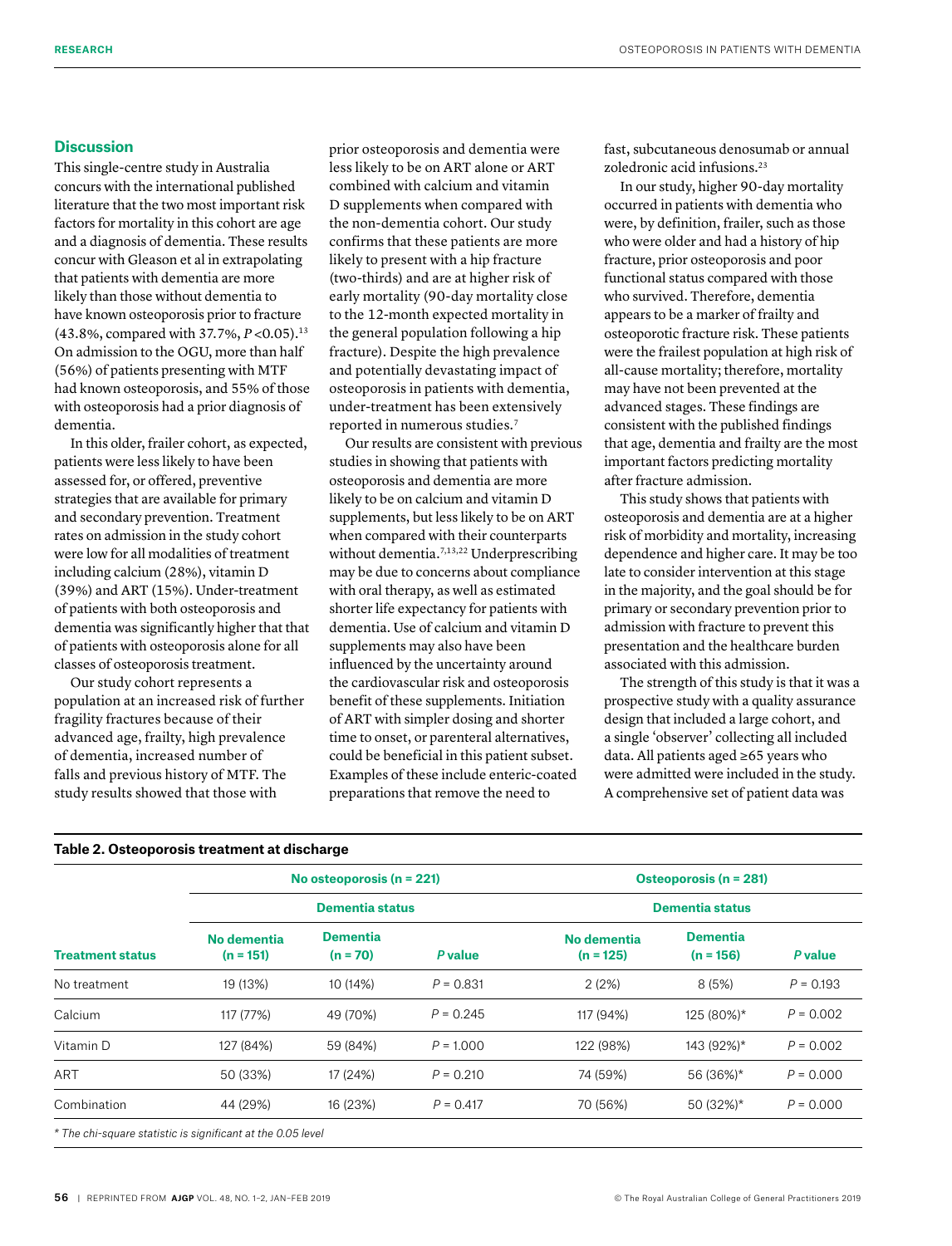## Discussion

This single-centre study in Australia concurs with the international published literature that the two most important risk factors for mortality in this cohort are age and a diagnosis of dementia. These results concur with Gleason et al in extrapolating that patients with dementia are more likely than those without dementia to have known osteoporosis prior to fracture (43.8%, compared with 37.7%, $P<0.05$).[13] On admission to the OGU, more than half (56%) of patients presenting with MTF had known osteoporosis, and 55% of those with osteoporosis had a prior diagnosis of dementia.

In this older, frailer cohort, as expected, patients were less likely to have been assessed for, or offered, preventive strategies that are available for primary and secondary prevention. Treatment rates on admission in the study cohort were low for all modalities of treatment including calcium (28%), vitamin D (39%) and ART (15%). Under-treatment of patients with both osteoporosis and dementia was significantly higher that that of patients with osteoporosis alone for all classes of osteoporosis treatment.

Our study cohort represents a population at an increased risk of further fragility fractures because of their advanced age, frailty, high prevalence of dementia, increased number of falls and previous history of MTF. The study results showed that those with prior osteoporosis and dementia were less likely to be on ART alone or ART combined with calcium and vitamin D supplements when compared with the non-dementia cohort. Our study confirms that these patients are more likely to present with a hip fracture (two-thirds) and are at higher risk of early mortality (90-day mortality close to the 12-month expected mortality in the general population following a hip fracture). Despite the high prevalence and potentially devastating impact of osteoporosis in patients with dementia, under-treatment has been extensively reported in numerous studies.[7]

Our results are consistent with previous studies in showing that patients with osteoporosis and dementia are more likely to be on calcium and vitamin D supplements, but less likely to be on ART when compared with their counterparts without dementia.[7,13,22] Underprescribing may be due to concerns about compliance with oral therapy, as well as estimated shorter life expectancy for patients with dementia. Use of calcium and vitamin D supplements may also have been influenced by the uncertainty around the cardiovascular risk and osteoporosis benefit of these supplements. Initiation of ART with simpler dosing and shorter time to onset, or parenteral alternatives, could be beneficial in this patient subset. Examples of these include enteric-coated preparations that remove the need to fast, subcutaneous denosumab or annual zoledronic acid infusions.[23]

In our study, higher 90-day mortality occurred in patients with dementia who were, by definition, frailer, such as those who were older and had a history of hip fracture, prior osteoporosis and poor functional status compared with those who survived. Therefore, dementia appears to be a marker of frailty and osteoporotic fracture risk. These patients were the frailest population at high risk of all-cause mortality; therefore, mortality may have not been prevented at the advanced stages. These findings are consistent with the published findings that age, dementia and frailty are the most important factors predicting mortality after fracture admission.

This study shows that patients with osteoporosis and dementia are at a higher risk of morbidity and mortality, increasing dependence and higher care. It may be too late to consider intervention at this stage in the majority, and the goal should be for primary or secondary prevention prior to admission with fracture to prevent this presentation and the healthcare burden associated with this admission.

The strength of this study is that it was a prospective study with a quality assurance design that included a large cohort, and a single 'observer' collecting all included data. All patients aged ≥65 years who were admitted were included in the study. A comprehensive set of patient data was

**Table 2. Osteoporosis treatment at discharge**

| | No osteoporosis (n = 221) | | | Osteoporosis (n = 281) | | |
|---|---|---|---|---|---|---|
| | Dementia status | | | Dementia status | | |
| **Treatment status** | **No dementia (n = 151)** | **Dementia (n = 70)** | ***P* value** | **No dementia (n = 125)** | **Dementia (n = 156)** | ***P* value** |
| No treatment | 19 (13%) | 10 (14%) | $P = 0.831$ | 2 (2%) | 8 (5%) | $P = 0.193$ |
| Calcium | 117 (77%) | 49 (70%) | $P = 0.245$ | 117 (94%) | 125 (80%)* | $P = 0.002$ |
| Vitamin D | 127 (84%) | 59 (84%) | $P = 1.000$ | 122 (98%) | 143 (92%)* | $P = 0.002$ |
| ART | 50 (33%) | 17 (24%) | $P = 0.210$ | 74 (59%) | 56 (36%)* | $P = 0.000$ |
| Combination | 44 (29%) | 16 (23%) | $P = 0.417$ | 70 (56%) | 50 (32%)* | $P = 0.000$ |

*\* The chi-square statistic is significant at the 0.05 level*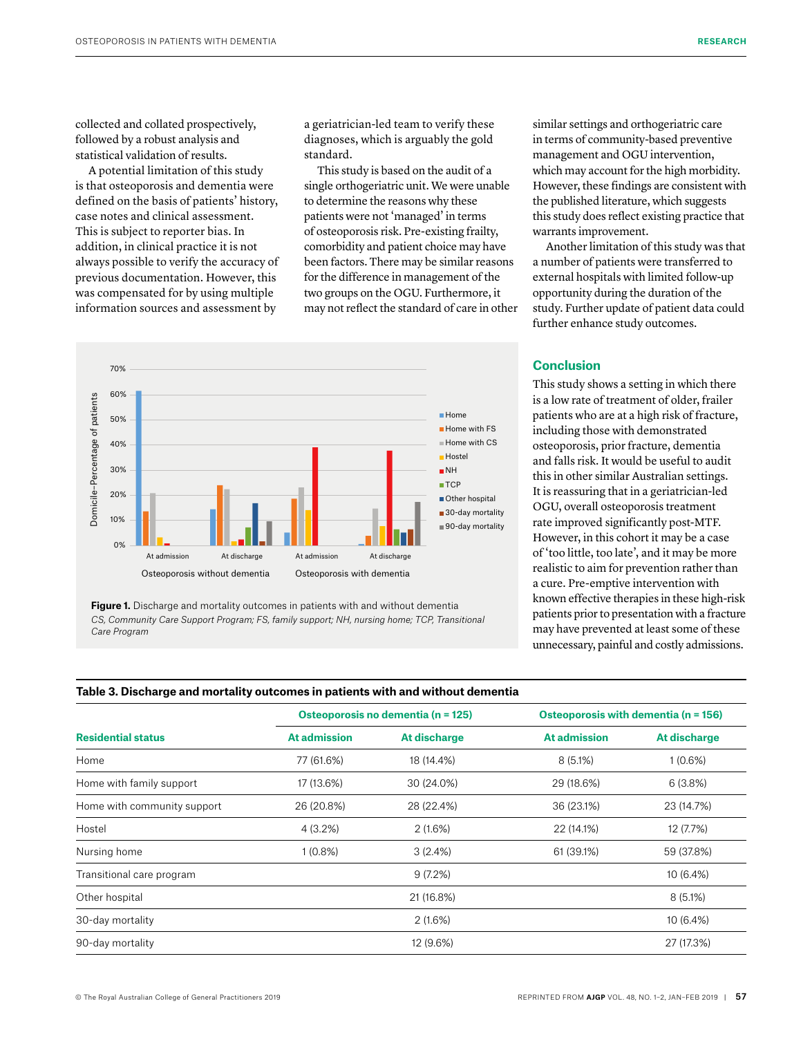collected and collated prospectively, followed by a robust analysis and statistical validation of results.

A potential limitation of this study is that osteoporosis and dementia were defined on the basis of patients' history, case notes and clinical assessment. This is subject to reporter bias. In addition, in clinical practice it is not always possible to verify the accuracy of previous documentation. However, this was compensated for by using multiple information sources and assessment by a geriatrician-led team to verify these diagnoses, which is arguably the gold standard.

This study is based on the audit of a single orthogeriatric unit. We were unable to determine the reasons why these patients were not 'managed' in terms of osteoporosis risk. Pre-existing frailty, comorbidity and patient choice may have been factors. There may be similar reasons for the difference in management of the two groups on the OGU. Furthermore, it may not reflect the standard of care in other similar settings and orthogeriatric care in terms of community-based preventive management and OGU intervention, which may account for the high morbidity. However, these findings are consistent with the published literature, which suggests this study does reflect existing practice that warrants improvement.

Another limitation of this study was that a number of patients were transferred to external hospitals with limited follow-up opportunity during the duration of the study. Further update of patient data could further enhance study outcomes.

**Figure 1.** Discharge and mortality outcomes in patients with and without dementia
*CS, Community Care Support Program; FS, family support; NH, nursing home; TCP, Transitional Care Program*

## Conclusion

This study shows a setting in which there is a low rate of treatment of older, frailer patients who are at a high risk of fracture, including those with demonstrated osteoporosis, prior fracture, dementia and falls risk. It would be useful to audit this in other similar Australian settings. It is reassuring that in a geriatrician-led OGU, overall osteoporosis treatment rate improved significantly post-MTF. However, in this cohort it may be a case of 'too little, too late', and it may be more realistic to aim for prevention rather than a cure. Pre-emptive intervention with known effective therapies in these high-risk patients prior to presentation with a fracture may have prevented at least some of these unnecessary, painful and costly admissions.

**Table 3. Discharge and mortality outcomes in patients with and without dementia**

| | Osteoporosis no dementia (n = 125) | | Osteoporosis with dementia (n = 156) | |
|---|---|---|---|---|
| **Residential status** | **At admission** | **At discharge** | **At admission** | **At discharge** |
| Home | 77 (61.6%) | 18 (14.4%) | 8 (5.1%) | 1 (0.6%) |
| Home with family support | 17 (13.6%) | 30 (24.0%) | 29 (18.6%) | 6 (3.8%) |
| Home with community support | 26 (20.8%) | 28 (22.4%) | 36 (23.1%) | 23 (14.7%) |
| Hostel | 4 (3.2%) | 2 (1.6%) | 22 (14.1%) | 12 (7.7%) |
| Nursing home | 1 (0.8%) | 3 (2.4%) | 61 (39.1%) | 59 (37.8%) |
| Transitional care program | | 9 (7.2%) | | 10 (6.4%) |
| Other hospital | | 21 (16.8%) | | 8 (5.1%) |
| 30-day mortality | | 2 (1.6%) | | 10 (6.4%) |
| 90-day mortality | | 12 (9.6%) | | 27 (17.3%) |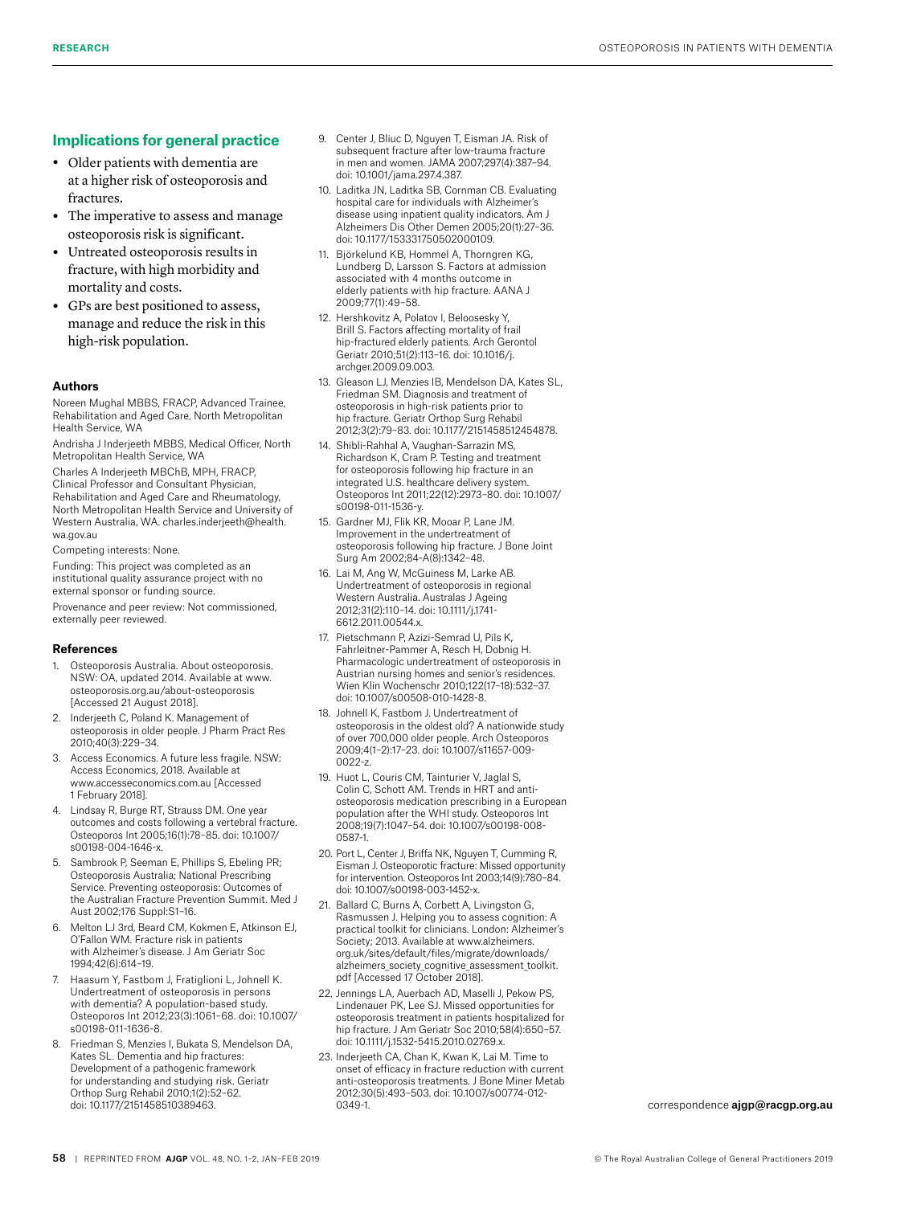## Implications for general practice

- Older patients with dementia are at a higher risk of osteoporosis and fractures.
- The imperative to assess and manage osteoporosis risk is significant.
- Untreated osteoporosis results in fracture, with high morbidity and mortality and costs.
- GPs are best positioned to assess, manage and reduce the risk in this high-risk population.

### Authors

Noreen Mughal MBBS, FRACP, Advanced Trainee, Rehabilitation and Aged Care, North Metropolitan Health Service, WA

Andrisha J Inderjeeth MBBS, Medical Officer, North Metropolitan Health Service, WA

Charles A Inderjeeth MBChB, MPH, FRACP, Clinical Professor and Consultant Physician, Rehabilitation and Aged Care and Rheumatology, North Metropolitan Health Service and University of Western Australia, WA. charles.inderjeeth@health.wa.gov.au

Competing interests: None.

Funding: This project was completed as an institutional quality assurance project with no external sponsor or funding source.

Provenance and peer review: Not commissioned, externally peer reviewed.

### References

1. Osteoporosis Australia. About osteoporosis. NSW: OA, updated 2014. Available at www.osteoporosis.org.au/about-osteoporosis [Accessed 21 August 2018].
2. Inderjeeth C, Poland K. Management of osteoporosis in older people. J Pharm Pract Res 2010;40(3):229–34.
3. Access Economics. A future less fragile. NSW: Access Economics, 2018. Available at www.accesseconomics.com.au [Accessed 1 February 2018].
4. Lindsay R, Burge RT, Strauss DM. One year outcomes and costs following a vertebral fracture. Osteoporos Int 2005;16(1):78–85. doi: 10.1007/s00198-004-1646-x.
5. Sambrook P, Seeman E, Phillips S, Ebeling PR; Osteoporosis Australia; National Prescribing Service. Preventing osteoporosis: Outcomes of the Australian Fracture Prevention Summit. Med J Aust 2002;176 Suppl:S1–16.
6. Melton LJ 3rd, Beard CM, Kokmen E, Atkinson EJ, O'Fallon WM. Fracture risk in patients with Alzheimer's disease. J Am Geriatr Soc 1994;42(6):614–19.
7. Haasum Y, Fastbom J, Fratiglioni L, Johnell K. Undertreatment of osteoporosis in persons with dementia? A population-based study. Osteoporos Int 2012;23(3):1061–68. doi: 10.1007/s00198-011-1636-8.
8. Friedman S, Menzies I, Bukata S, Mendelson DA, Kates SL. Dementia and hip fractures: Development of a pathogenic framework for understanding and studying risk. Geriatr Orthop Surg Rehabil 2010;1(2):52–62. doi: 10.1177/2151458510389463.
9. Center J, Bliuc D, Nguyen T, Eisman JA. Risk of subsequent fracture after low-trauma fracture in men and women. JAMA 2007;297(4):387–94. doi: 10.1001/jama.297.4.387.
10. Laditka JN, Laditka SB, Cornman CB. Evaluating hospital care for individuals with Alzheimer's disease using inpatient quality indicators. Am J Alzheimers Dis Other Demen 2005;20(1):27–36. doi: 10.1177/153331750502000109.
11. Björkelund KB, Hommel A, Thorngren KG, Lundberg D, Larsson S. Factors at admission associated with 4 months outcome in elderly patients with hip fracture. AANA J 2009;77(1):49–58.
12. Hershkovitz A, Polatov I, Beloosesky Y, Brill S. Factors affecting mortality of frail hip-fractured elderly patients. Arch Gerontol Geriatr 2010;51(2):113–16. doi: 10.1016/j.archger.2009.09.003.
13. Gleason LJ, Menzies IB, Mendelson DA, Kates SL, Friedman SM. Diagnosis and treatment of osteoporosis in high-risk patients prior to hip fracture. Geriatr Orthop Surg Rehabil 2012;3(2):79–83. doi: 10.1177/2151458512454878.
14. Shibli-Rahhal A, Vaughan-Sarrazin MS, Richardson K, Cram P. Testing and treatment for osteoporosis following hip fracture in an integrated U.S. healthcare delivery system. Osteoporos Int 2011;22(12):2973–80. doi: 10.1007/s00198-011-1536-y.
15. Gardner MJ, Flik KR, Mooar P, Lane JM. Improvement in the undertreatment of osteoporosis following hip fracture. J Bone Joint Surg Am 2002;84-A(8):1342–48.
16. Lai M, Ang W, McGuiness M, Larke AB. Undertreatment of osteoporosis in regional Western Australia. Australas J Ageing 2012;31(2):110–14. doi: 10.1111/j.1741-6612.2011.00544.x.
17. Pietschmann P, Azizi-Semrad U, Pils K, Fahrleitner-Pammer A, Resch H, Dobnig H. Pharmacologic undertreatment of osteoporosis in Austrian nursing homes and senior's residences. Wien Klin Wochenschr 2010;122(17–18):532–37. doi: 10.1007/s00508-010-1428-8.
18. Johnell K, Fastbom J. Undertreatment of osteoporosis in the oldest old? A nationwide study of over 700,000 older people. Arch Osteoporos 2009;4(1–2):17–23. doi: 10.1007/s11657-009-0022-z.
19. Huot L, Couris CM, Tainturier V, Jaglal S, Colin C, Schott AM. Trends in HRT and anti-osteoporosis medication prescribing in a European population after the WHI study. Osteoporos Int 2008;19(7):1047–54. doi: 10.1007/s00198-008-0587-1.
20. Port L, Center J, Briffa NK, Nguyen T, Cumming R, Eisman J. Osteoporotic fracture: Missed opportunity for intervention. Osteoporos Int 2003;14(9):780–84. doi: 10.1007/s00198-003-1452-x.
21. Ballard C, Burns A, Corbett A, Livingston G, Rasmussen J. Helping you to assess cognition: A practical toolkit for clinicians. London: Alzheimer's Society; 2013. Available at www.alzheimers.org.uk/sites/default/files/migrate/downloads/alzheimers_society_cognitive_assessment_toolkit.pdf [Accessed 17 October 2018].
22. Jennings LA, Auerbach AD, Maselli J, Pekow PS, Lindenauer PK, Lee SJ. Missed opportunities for osteoporosis treatment in patients hospitalized for hip fracture. J Am Geriatr Soc 2010;58(4):650–57. doi: 10.1111/j.1532-5415.2010.02769.x.
23. Inderjeeth CA, Chan K, Kwan K, Lai M. Time to onset of efficacy in fracture reduction with current anti-osteoporosis treatments. J Bone Miner Metab 2012;30(5):493–503. doi: 10.1007/s00774-012-0349-1.

correspondence **ajgp@racgp.org.au**